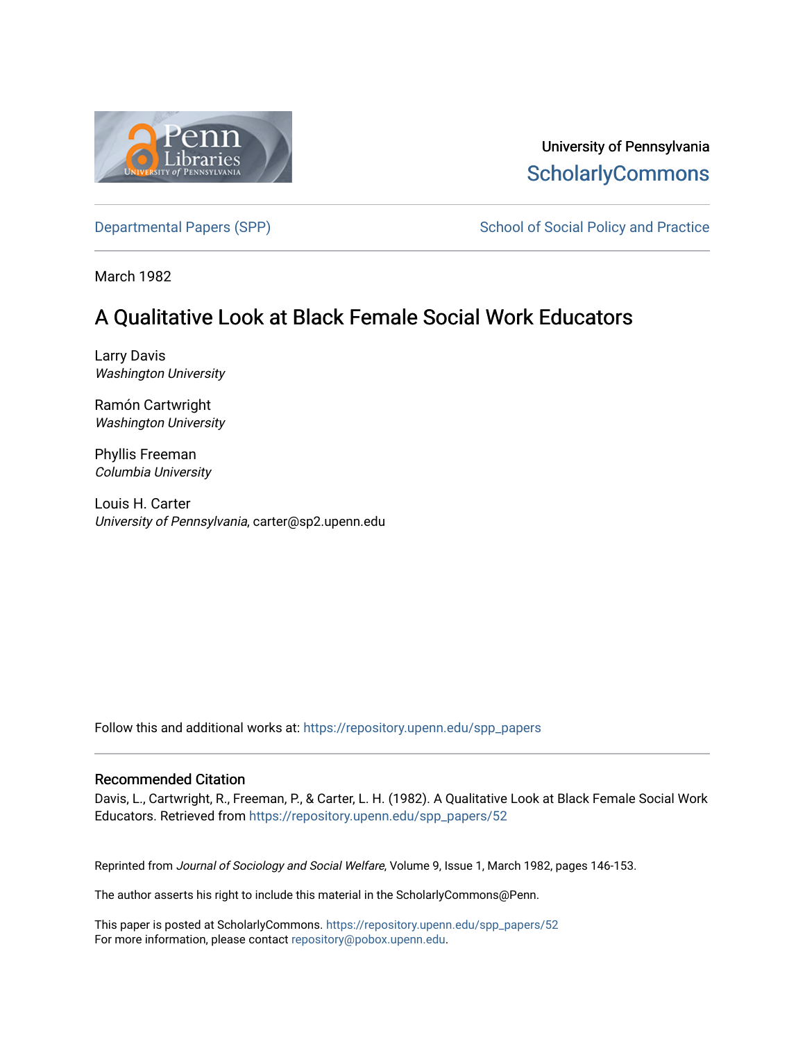University of Pennsylvania
ScholarlyCommons

Departmental Papers (SPP) | School of Social Policy and Practice

March 1982

# A Qualitative Look at Black Female Social Work Educators

Larry Davis
*Washington University*

Ramón Cartwright
*Washington University*

Phyllis Freeman
*Columbia University*

Louis H. Carter
*University of Pennsylvania*, carter@sp2.upenn.edu

Follow this and additional works at: https://repository.upenn.edu/spp_papers

### Recommended Citation

Davis, L., Cartwright, R., Freeman, P., & Carter, L. H. (1982). A Qualitative Look at Black Female Social Work Educators. Retrieved from https://repository.upenn.edu/spp_papers/52

Reprinted from *Journal of Sociology and Social Welfare*, Volume 9, Issue 1, March 1982, pages 146-153.

The author asserts his right to include this material in the ScholarlyCommons@Penn.

This paper is posted at ScholarlyCommons. https://repository.upenn.edu/spp_papers/52
For more information, please contact repository@pobox.upenn.edu.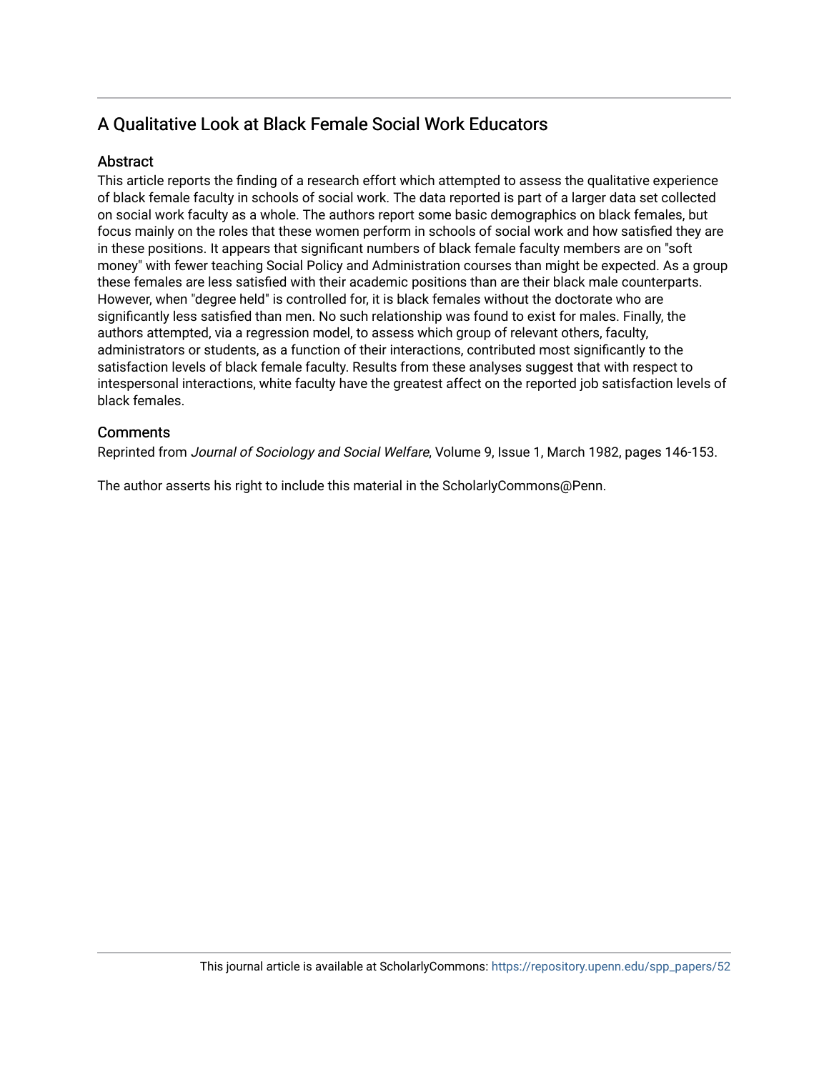## A Qualitative Look at Black Female Social Work Educators

### Abstract

This article reports the finding of a research effort which attempted to assess the qualitative experience of black female faculty in schools of social work. The data reported is part of a larger data set collected on social work faculty as a whole. The authors report some basic demographics on black females, but focus mainly on the roles that these women perform in schools of social work and how satisfied they are in these positions. It appears that significant numbers of black female faculty members are on "soft money" with fewer teaching Social Policy and Administration courses than might be expected. As a group these females are less satisfied with their academic positions than are their black male counterparts. However, when "degree held" is controlled for, it is black females without the doctorate who are significantly less satisfied than men. No such relationship was found to exist for males. Finally, the authors attempted, via a regression model, to assess which group of relevant others, faculty, administrators or students, as a function of their interactions, contributed most significantly to the satisfaction levels of black female faculty. Results from these analyses suggest that with respect to intespersonal interactions, white faculty have the greatest affect on the reported job satisfaction levels of black females.

### Comments

Reprinted from *Journal of Sociology and Social Welfare*, Volume 9, Issue 1, March 1982, pages 146-153.

The author asserts his right to include this material in the ScholarlyCommons@Penn.

This journal article is available at ScholarlyCommons: https://repository.upenn.edu/spp_papers/52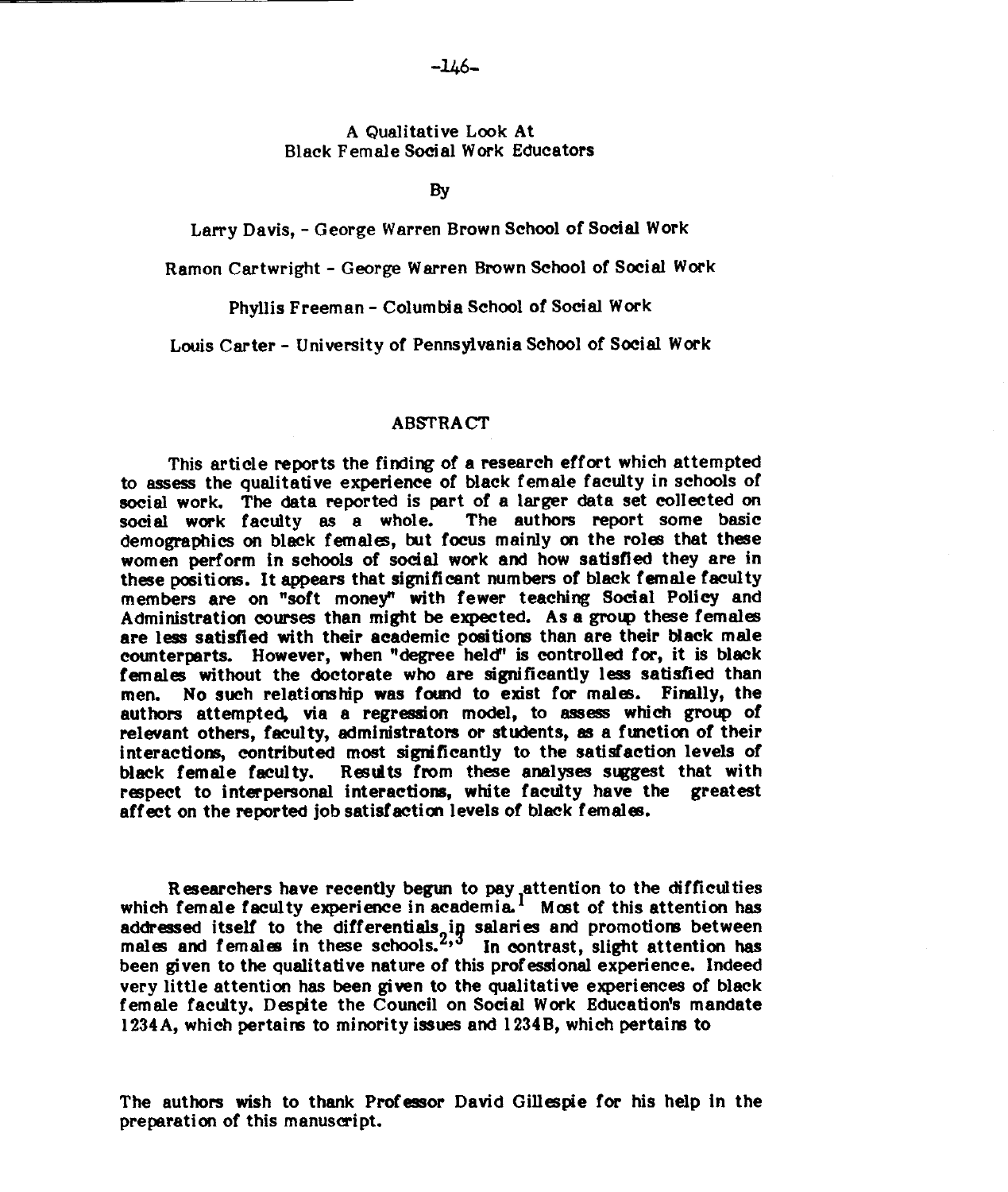# A Qualitative Look At Black Female Social Work Educators

By

Larry Davis, - George Warren Brown School of Social Work

Ramon Cartwright - George Warren Brown School of Social Work

Phyllis Freeman - Columbia School of Social Work

Louis Carter - University of Pennsylvania School of Social Work

## ABSTRACT

This article reports the finding of a research effort which attempted to assess the qualitative experience of black female faculty in schools of social work. The data reported is part of a larger data set collected on social work faculty as a whole. The authors report some basic demographics on black females, but focus mainly on the roles that these women perform in schools of social work and how satisfied they are in these positions. It appears that significant numbers of black female faculty members are on "soft money" with fewer teaching Social Policy and Administration courses than might be expected. As a group these females are less satisfied with their academic positions than are their black male counterparts. However, when "degree held" is controlled for, it is black females without the doctorate who are significantly less satisfied than men. No such relationship was found to exist for males. Finally, the authors attempted, via a regression model, to assess which group of relevant others, faculty, administrators or students, as a function of their interactions, contributed most significantly to the satisfaction levels of black female faculty. Results from these analyses suggest that with respect to interpersonal interactions, white faculty have the greatest affect on the reported job satisfaction levels of black females.

Researchers have recently begun to pay attention to the difficulties which female faculty experience in academia.[1] Most of this attention has addressed itself to the differentials in salaries and promotions between males and females in these schools.[2,3] In contrast, slight attention has been given to the qualitative nature of this professional experience. Indeed very little attention has been given to the qualitative experiences of black female faculty. Despite the Council on Social Work Education's mandate 1234A, which pertains to minority issues and 1234B, which pertains to

The authors wish to thank Professor David Gillespie for his help in the preparation of this manuscript.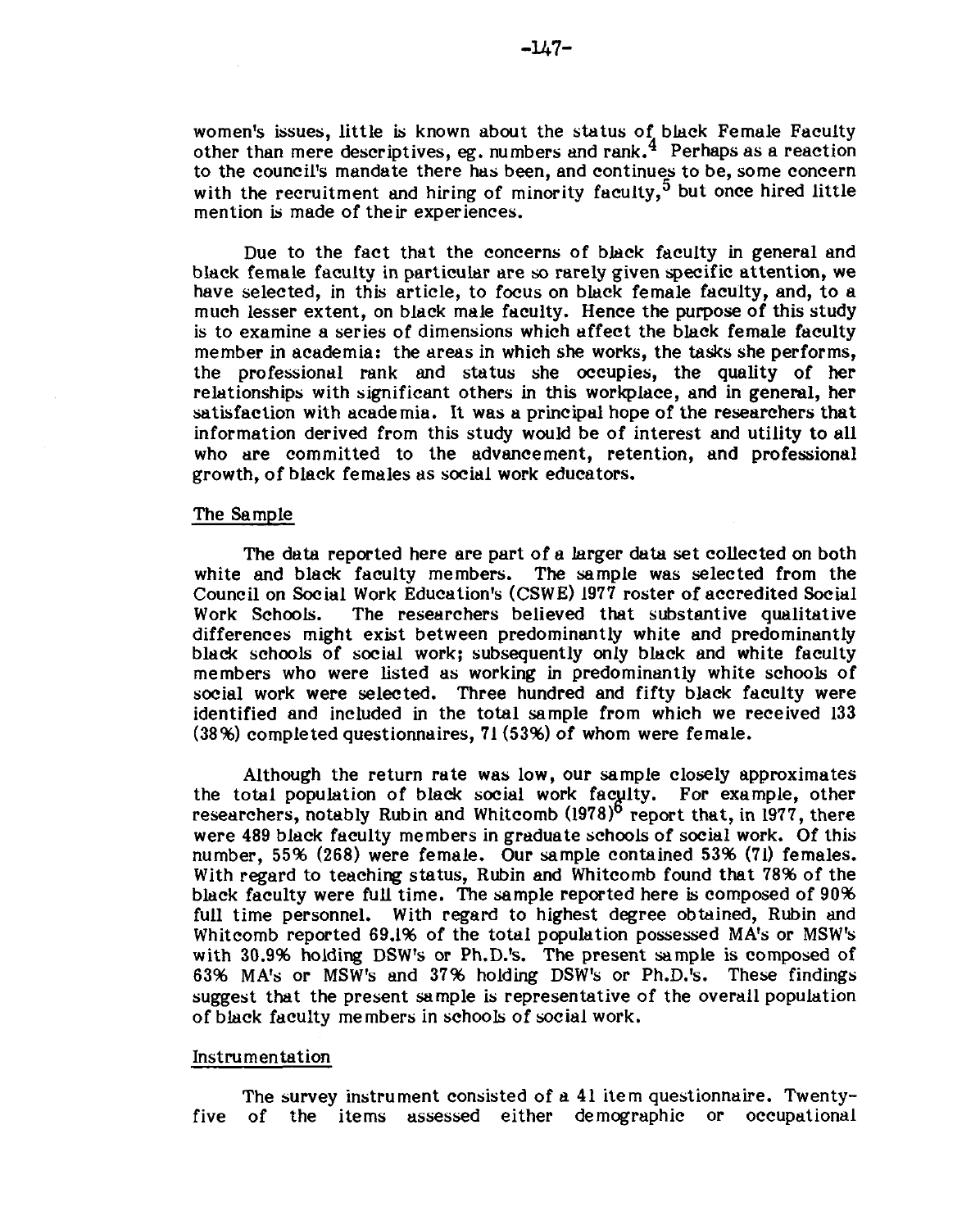women's issues, little is known about the status of black Female Faculty other than mere descriptives, eg. numbers and rank.[4] Perhaps as a reaction to the council's mandate there has been, and continues to be, some concern with the recruitment and hiring of minority faculty,[5] but once hired little mention is made of their experiences.

Due to the fact that the concerns of black faculty in general and black female faculty in particular are so rarely given specific attention, we have selected, in this article, to focus on black female faculty, and, to a much lesser extent, on black male faculty. Hence the purpose of this study is to examine a series of dimensions which affect the black female faculty member in academia: the areas in which she works, the tasks she performs, the professional rank and status she occupies, the quality of her relationships with significant others in this workplace, and in general, her satisfaction with academia. It was a principal hope of the researchers that information derived from this study would be of interest and utility to all who are committed to the advancement, retention, and professional growth, of black females as social work educators.

## The Sample

The data reported here are part of a larger data set collected on both white and black faculty members. The sample was selected from the Council on Social Work Education's (CSWE) 1977 roster of accredited Social Work Schools. The researchers believed that substantive qualitative differences might exist between predominantly white and predominantly black schools of social work; subsequently only black and white faculty members who were listed as working in predominantly white schools of social work were selected. Three hundred and fifty black faculty were identified and included in the total sample from which we received 133 (38%) completed questionnaires, 71 (53%) of whom were female.

Although the return rate was low, our sample closely approximates the total population of black social work faculty. For example, other researchers, notably Rubin and Whitcomb (1978)[6] report that, in 1977, there were 489 black faculty members in graduate schools of social work. Of this number, 55% (268) were female. Our sample contained 53% (71) females. With regard to teaching status, Rubin and Whitcomb found that 78% of the black faculty were full time. The sample reported here is composed of 90% full time personnel. With regard to highest degree obtained, Rubin and Whitcomb reported 69.1% of the total population possessed MA's or MSW's with 30.9% holding DSW's or Ph.D.'s. The present sample is composed of 63% MA's or MSW's and 37% holding DSW's or Ph.D.'s. These findings suggest that the present sample is representative of the overall population of black faculty members in schools of social work.

## Instrumentation

The survey instrument consisted of a 41 item questionnaire. Twenty-five of the items assessed either demographic or occupational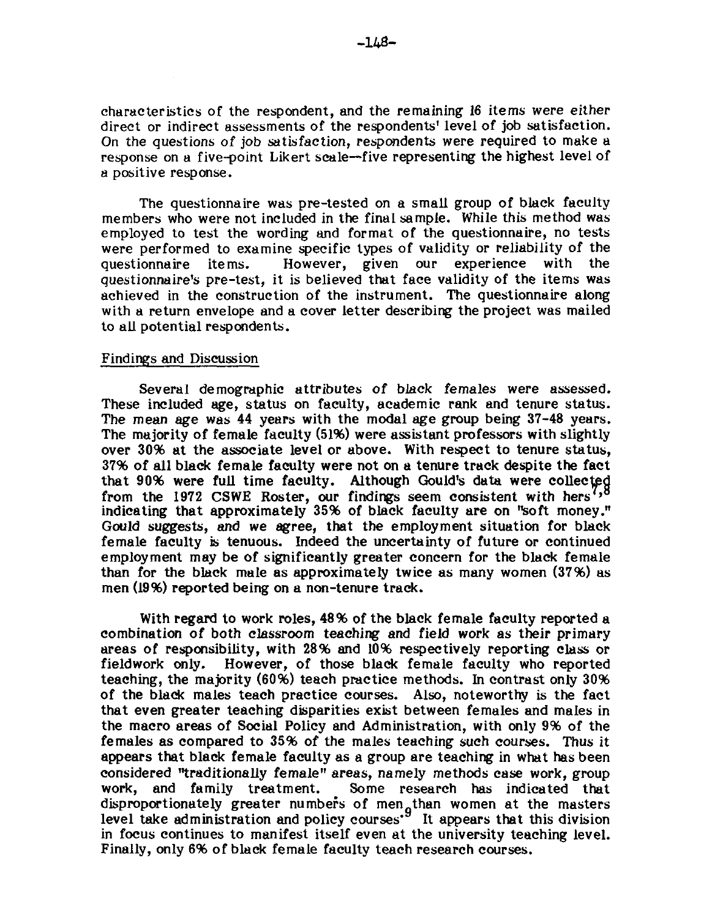characteristics of the respondent, and the remaining 16 items were either direct or indirect assessments of the respondents' level of job satisfaction. On the questions of job satisfaction, respondents were required to make a response on a five-point Likert scale—five representing the highest level of a positive response.

The questionnaire was pre-tested on a small group of black faculty members who were not included in the final sample. While this method was employed to test the wording and format of the questionnaire, no tests were performed to examine specific types of validity or reliability of the questionnaire items. However, given our experience with the questionnaire's pre-test, it is believed that face validity of the items was achieved in the construction of the instrument. The questionnaire along with a return envelope and a cover letter describing the project was mailed to all potential respondents.

## Findings and Discussion

Several demographic attributes of black females were assessed. These included age, status on faculty, academic rank and tenure status. The mean age was 44 years with the modal age group being 37-48 years. The majority of female faculty (51%) were assistant professors with slightly over 30% at the associate level or above. With respect to tenure status, 37% of all black female faculty were not on a tenure track despite the fact that 90% were full time faculty. Although Gould's data were collected from the 1972 CSWE Roster, our findings seem consistent with hers[7,8] indicating that approximately 35% of black faculty are on "soft money." Gould suggests, and we agree, that the employment situation for black female faculty is tenuous. Indeed the uncertainty of future or continued employment may be of significantly greater concern for the black female than for the black male as approximately twice as many women (37%) as men (19%) reported being on a non-tenure track.

With regard to work roles, 48% of the black female faculty reported a combination of both classroom teaching and field work as their primary areas of responsibility, with 28% and 10% respectively reporting class or fieldwork only. However, of those black female faculty who reported teaching, the majority (60%) teach practice methods. In contrast only 30% of the black males teach practice courses. Also, noteworthy is the fact that even greater teaching disparities exist between females and males in the macro areas of Social Policy and Administration, with only 9% of the females as compared to 35% of the males teaching such courses. Thus it appears that black female faculty as a group are teaching in what has been considered "traditionally female" areas, namely methods case work, group work, and family treatment. Some research has indicated that disproportionately greater numbers of men than women at the masters level take administration and policy courses.[9] It appears that this division in focus continues to manifest itself even at the university teaching level. Finally, only 6% of black female faculty teach research courses.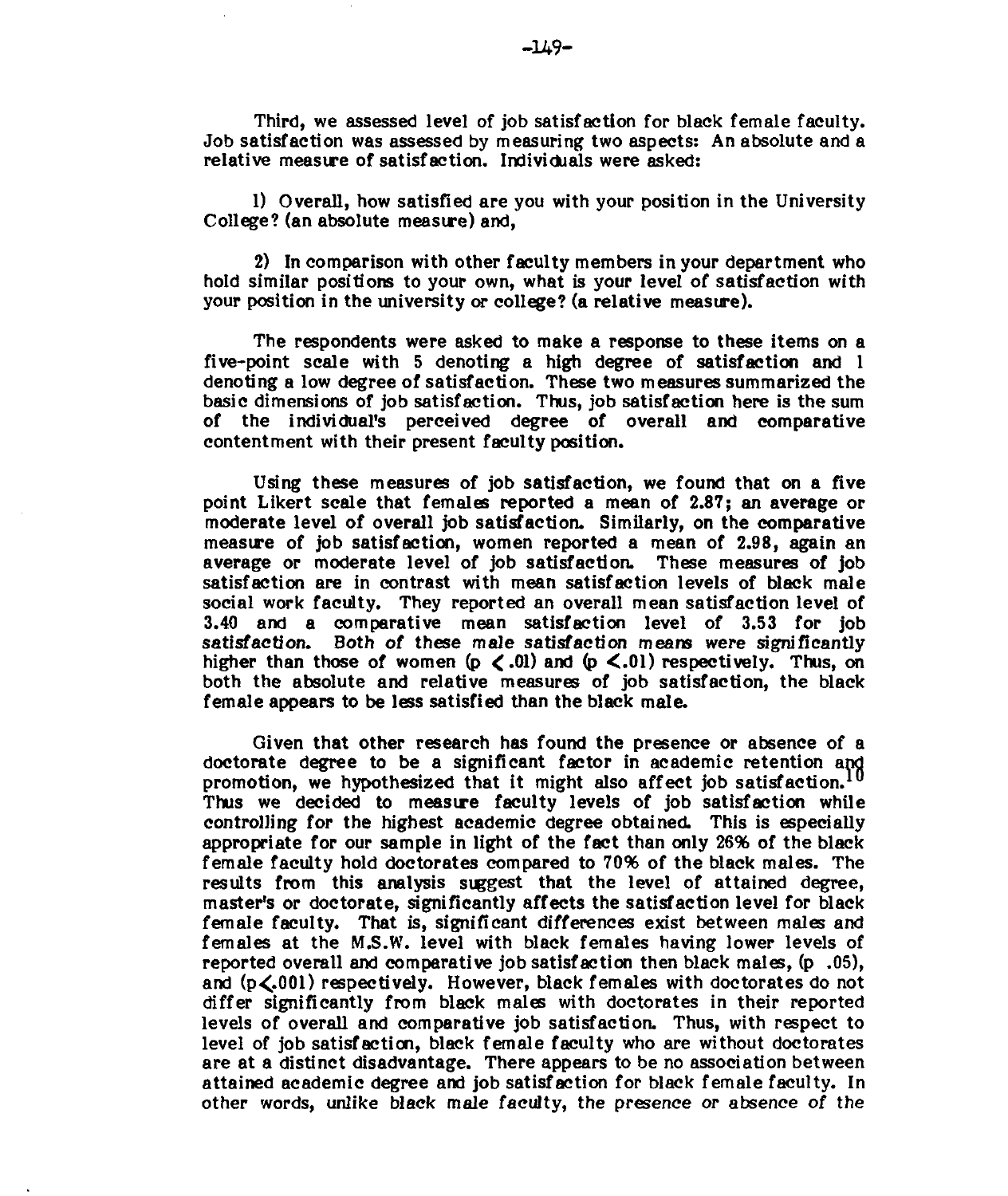Third, we assessed level of job satisfaction for black female faculty. Job satisfaction was assessed by measuring two aspects: An absolute and a relative measure of satisfaction. Individuals were asked:

1) Overall, how satisfied are you with your position in the University College? (an absolute measure) and,

2) In comparison with other faculty members in your department who hold similar positions to your own, what is your level of satisfaction with your position in the university or college? (a relative measure).

The respondents were asked to make a response to these items on a five-point scale with 5 denoting a high degree of satisfaction and 1 denoting a low degree of satisfaction. These two measures summarized the basic dimensions of job satisfaction. Thus, job satisfaction here is the sum of the individual's perceived degree of overall and comparative contentment with their present faculty position.

Using these measures of job satisfaction, we found that on a five point Likert scale that females reported a mean of 2.87; an average or moderate level of overall job satisfaction. Similarly, on the comparative measure of job satisfaction, women reported a mean of 2.98, again an average or moderate level of job satisfaction. These measures of job satisfaction are in contrast with mean satisfaction levels of black male social work faculty. They reported an overall mean satisfaction level of 3.40 and a comparative mean satisfaction level of 3.53 for job satisfaction. Both of these male satisfaction means were significantly higher than those of women ($p < .01$) and ($p < .01$) respectively. Thus, on both the absolute and relative measures of job satisfaction, the black female appears to be less satisfied than the black male.

Given that other research has found the presence or absence of a doctorate degree to be a significant factor in academic retention and promotion, we hypothesized that it might also affect job satisfaction.[10] Thus we decided to measure faculty levels of job satisfaction while controlling for the highest academic degree obtained. This is especially appropriate for our sample in light of the fact than only 26% of the black female faculty hold doctorates compared to 70% of the black males. The results from this analysis suggest that the level of attained degree, master's or doctorate, significantly affects the satisfaction level for black female faculty. That is, significant differences exist between males and females at the M.S.W. level with black females having lower levels of reported overall and comparative job satisfaction then black males, ($p$ .05), and ($p < .001$) respectively. However, black females with doctorates do not differ significantly from black males with doctorates in their reported levels of overall and comparative job satisfaction. Thus, with respect to level of job satisfaction, black female faculty who are without doctorates are at a distinct disadvantage. There appears to be no association between attained academic degree and job satisfaction for black female faculty. In other words, unlike black male faculty, the presence or absence of the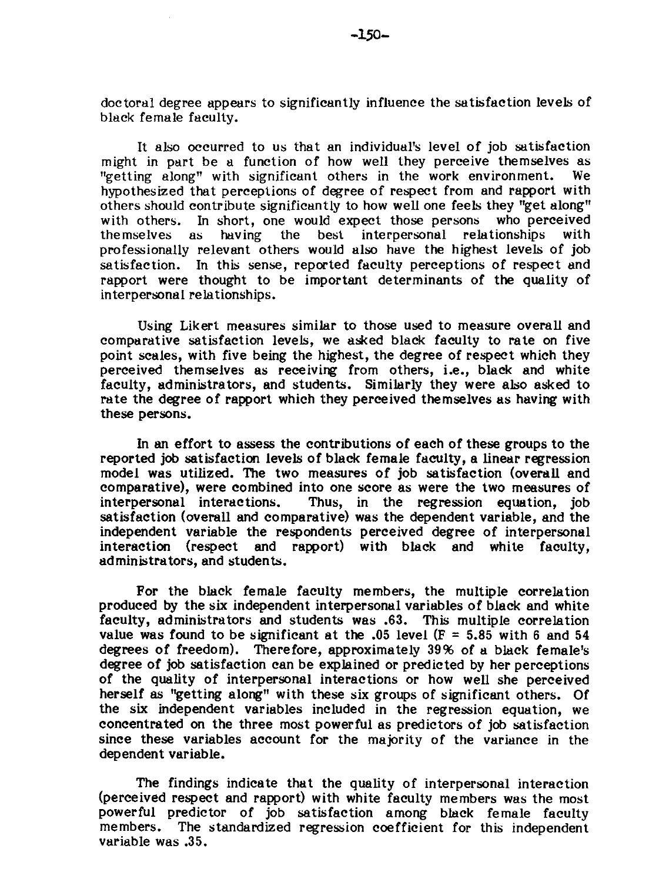doctoral degree appears to significantly influence the satisfaction levels of black female faculty.

It also occurred to us that an individual's level of job satisfaction might in part be a function of how well they perceive themselves as "getting along" with significant others in the work environment. We hypothesized that perceptions of degree of respect from and rapport with others should contribute significantly to how well one feels they "get along" with others. In short, one would expect those persons who perceived themselves as having the best interpersonal relationships with professionally relevant others would also have the highest levels of job satisfaction. In this sense, reported faculty perceptions of respect and rapport were thought to be important determinants of the quality of interpersonal relationships.

Using Likert measures similar to those used to measure overall and comparative satisfaction levels, we asked black faculty to rate on five point scales, with five being the highest, the degree of respect which they perceived themselves as receiving from others, i.e., black and white faculty, administrators, and students. Similarly they were also asked to rate the degree of rapport which they perceived themselves as having with these persons.

In an effort to assess the contributions of each of these groups to the reported job satisfaction levels of black female faculty, a linear regression model was utilized. The two measures of job satisfaction (overall and comparative), were combined into one score as were the two measures of interpersonal interactions. Thus, in the regression equation, job satisfaction (overall and comparative) was the dependent variable, and the independent variable the respondents perceived degree of interpersonal interaction (respect and rapport) with black and white faculty, administrators, and students.

For the black female faculty members, the multiple correlation produced by the six independent interpersonal variables of black and white faculty, administrators and students was .63. This multiple correlation value was found to be significant at the .05 level ($F = 5.85$ with 6 and 54 degrees of freedom). Therefore, approximately 39% of a black female's degree of job satisfaction can be explained or predicted by her perceptions of the quality of interpersonal interactions or how well she perceived herself as "getting along" with these six groups of significant others. Of the six independent variables included in the regression equation, we concentrated on the three most powerful as predictors of job satisfaction since these variables account for the majority of the variance in the dependent variable.

The findings indicate that the quality of interpersonal interaction (perceived respect and rapport) with white faculty members was the most powerful predictor of job satisfaction among black female faculty members. The standardized regression coefficient for this independent variable was .35.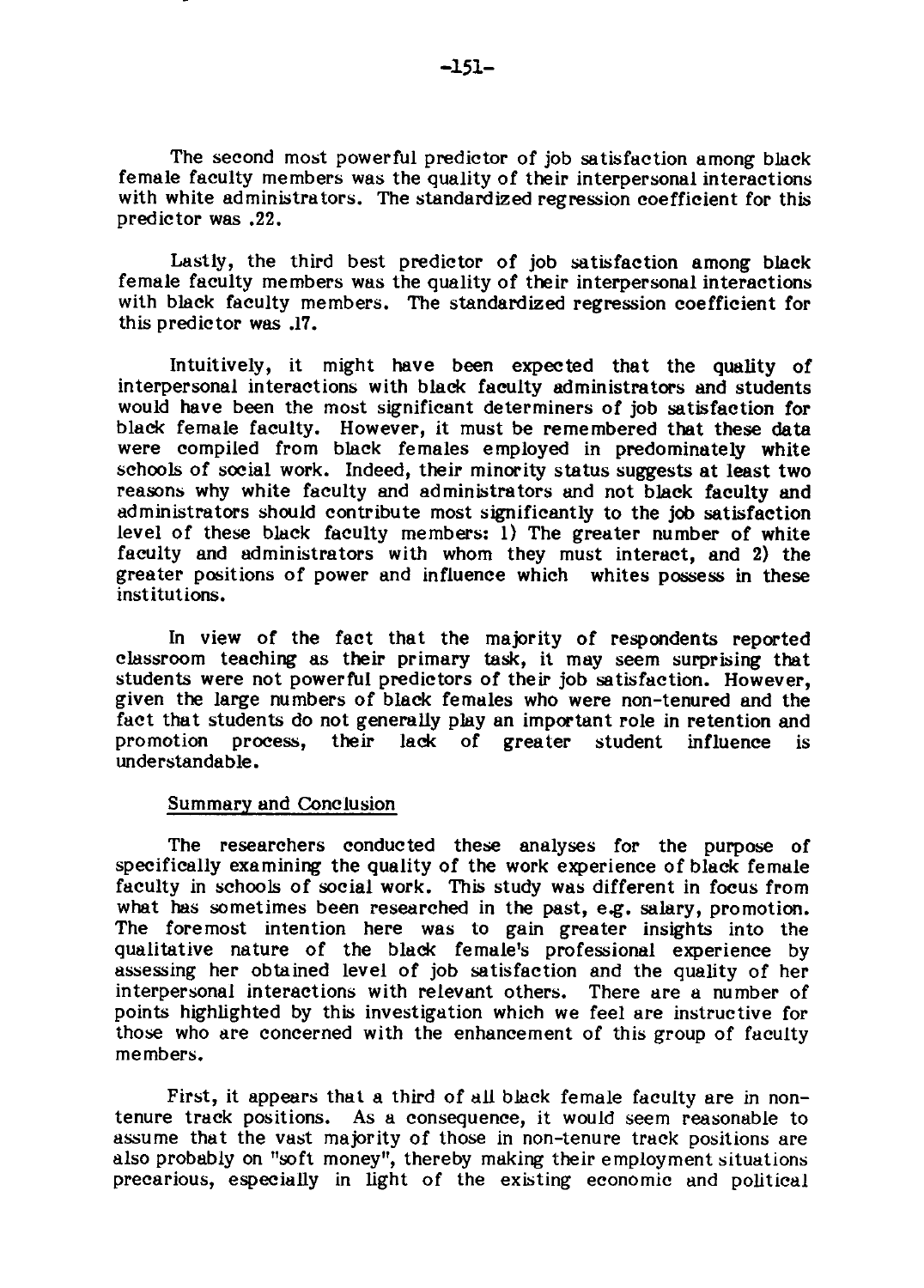The second most powerful predictor of job satisfaction among black female faculty members was the quality of their interpersonal interactions with white administrators. The standardized regression coefficient for this predictor was .22.

Lastly, the third best predictor of job satisfaction among black female faculty members was the quality of their interpersonal interactions with black faculty members. The standardized regression coefficient for this predictor was .17.

Intuitively, it might have been expected that the quality of interpersonal interactions with black faculty administrators and students would have been the most significant determiners of job satisfaction for black female faculty. However, it must be remembered that these data were compiled from black females employed in predominately white schools of social work. Indeed, their minority status suggests at least two reasons why white faculty and administrators and not black faculty and administrators should contribute most significantly to the job satisfaction level of these black faculty members: 1) The greater number of white faculty and administrators with whom they must interact, and 2) the greater positions of power and influence which whites possess in these institutions.

In view of the fact that the majority of respondents reported classroom teaching as their primary task, it may seem surprising that students were not powerful predictors of their job satisfaction. However, given the large numbers of black females who were non-tenured and the fact that students do not generally play an important role in retention and promotion process, their lack of greater student influence is understandable.

## Summary and Conclusion

The researchers conducted these analyses for the purpose of specifically examining the quality of the work experience of black female faculty in schools of social work. This study was different in focus from what has sometimes been researched in the past, e.g. salary, promotion. The foremost intention here was to gain greater insights into the qualitative nature of the black female's professional experience by assessing her obtained level of job satisfaction and the quality of her interpersonal interactions with relevant others. There are a number of points highlighted by this investigation which we feel are instructive for those who are concerned with the enhancement of this group of faculty members.

First, it appears that a third of all black female faculty are in non-tenure track positions. As a consequence, it would seem reasonable to assume that the vast majority of those in non-tenure track positions are also probably on "soft money", thereby making their employment situations precarious, especially in light of the existing economic and political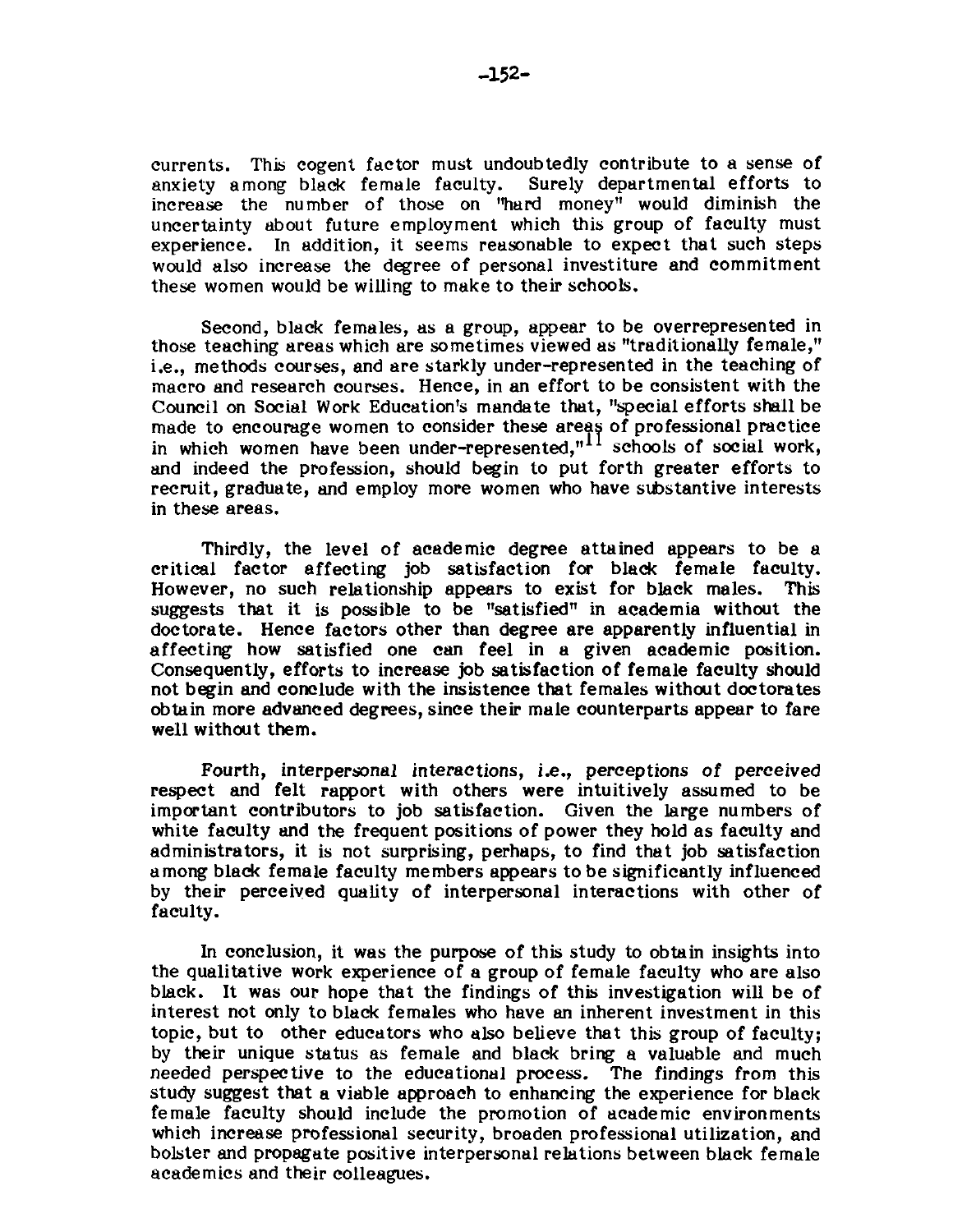currents. This cogent factor must undoubtedly contribute to a sense of anxiety among black female faculty. Surely departmental efforts to increase the number of those on "hard money" would diminish the uncertainty about future employment which this group of faculty must experience. In addition, it seems reasonable to expect that such steps would also increase the degree of personal investiture and commitment these women would be willing to make to their schools.

Second, black females, as a group, appear to be overrepresented in those teaching areas which are sometimes viewed as "traditionally female," i.e., methods courses, and are starkly under-represented in the teaching of macro and research courses. Hence, in an effort to be consistent with the Council on Social Work Education's mandate that, "special efforts shall be made to encourage women to consider these areas of professional practice in which women have been under-represented,"[11] schools of social work, and indeed the profession, should begin to put forth greater efforts to recruit, graduate, and employ more women who have substantive interests in these areas.

Thirdly, the level of academic degree attained appears to be a critical factor affecting job satisfaction for black female faculty. However, no such relationship appears to exist for black males. This suggests that it is possible to be "satisfied" in academia without the doctorate. Hence factors other than degree are apparently influential in affecting how satisfied one can feel in a given academic position. Consequently, efforts to increase job satisfaction of female faculty should not begin and conclude with the insistence that females without doctorates obtain more advanced degrees, since their male counterparts appear to fare well without them.

Fourth, interpersonal interactions, i.e., perceptions of perceived respect and felt rapport with others were intuitively assumed to be important contributors to job satisfaction. Given the large numbers of white faculty and the frequent positions of power they hold as faculty and administrators, it is not surprising, perhaps, to find that job satisfaction among black female faculty members appears to be significantly influenced by their perceived quality of interpersonal interactions with other of faculty.

In conclusion, it was the purpose of this study to obtain insights into the qualitative work experience of a group of female faculty who are also black. It was our hope that the findings of this investigation will be of interest not only to black females who have an inherent investment in this topic, but to other educators who also believe that this group of faculty; by their unique status as female and black bring a valuable and much needed perspective to the educational process. The findings from this study suggest that a viable approach to enhancing the experience for black female faculty should include the promotion of academic environments which increase professional security, broaden professional utilization, and bolster and propagate positive interpersonal relations between black female academics and their colleagues.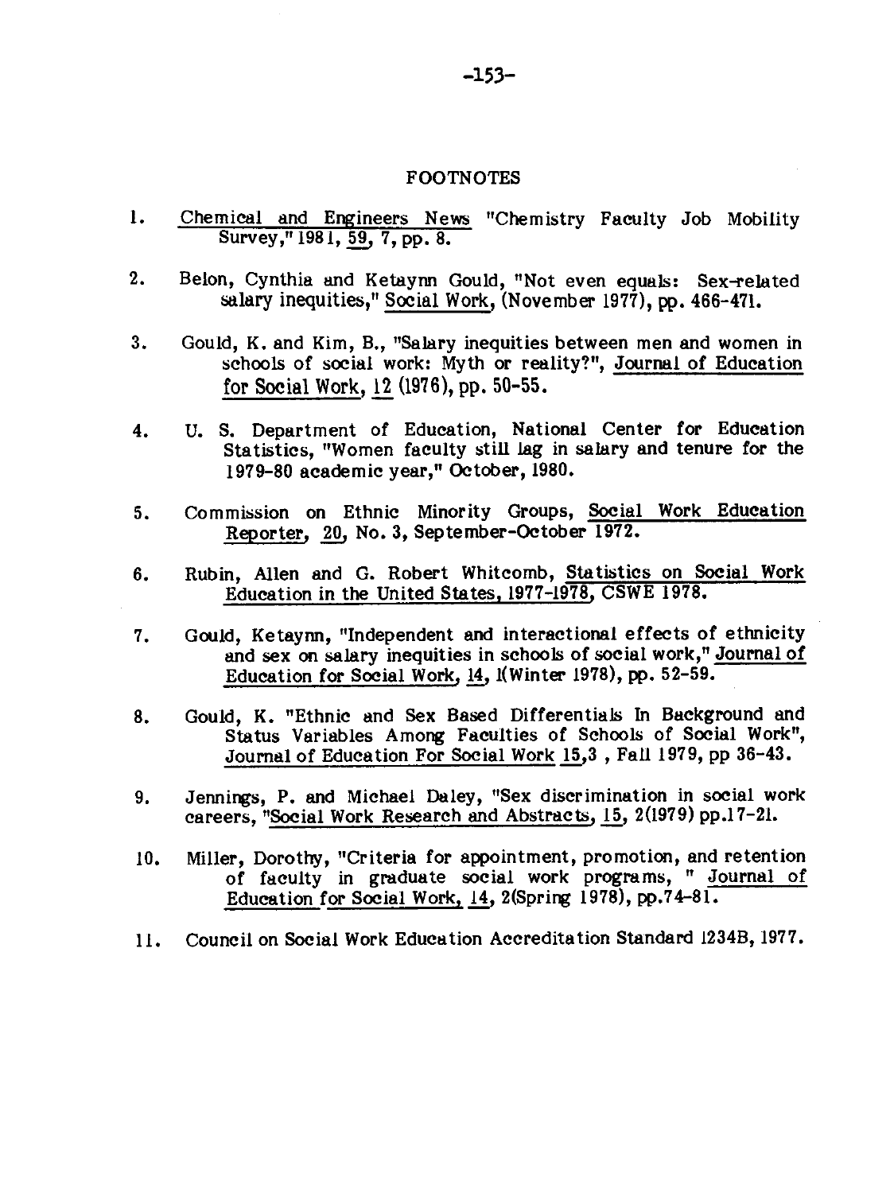# FOOTNOTES

1. Chemical and Engineers News "Chemistry Faculty Job Mobility Survey," 1981, 59, 7, pp. 8.

2. Belon, Cynthia and Ketaynn Gould, "Not even equals: Sex-related salary inequities," Social Work, (November 1977), pp. 466-471.

3. Gould, K. and Kim, B., "Salary inequities between men and women in schools of social work: Myth or reality?", Journal of Education for Social Work, 12 (1976), pp. 50-55.

4. U. S. Department of Education, National Center for Education Statistics, "Women faculty still lag in salary and tenure for the 1979-80 academic year," October, 1980.

5. Commission on Ethnic Minority Groups, Social Work Education Reporter, 20, No. 3, September-October 1972.

6. Rubin, Allen and G. Robert Whitcomb, Statistics on Social Work Education in the United States, 1977-1978, CSWE 1978.

7. Gould, Ketaynn, "Independent and interactional effects of ethnicity and sex on salary inequities in schools of social work," Journal of Education for Social Work, 14, 1(Winter 1978), pp. 52-59.

8. Gould, K. "Ethnic and Sex Based Differentials In Background and Status Variables Among Faculties of Schools of Social Work", Journal of Education For Social Work 15,3 , Fall 1979, pp 36-43.

9. Jennings, P. and Michael Daley, "Sex discrimination in social work careers, "Social Work Research and Abstracts, 15, 2(1979) pp.17-21.

10. Miller, Dorothy, "Criteria for appointment, promotion, and retention of faculty in graduate social work programs, " Journal of Education for Social Work, 14, 2(Spring 1978), pp.74-81.

11. Council on Social Work Education Accreditation Standard 1234B, 1977.